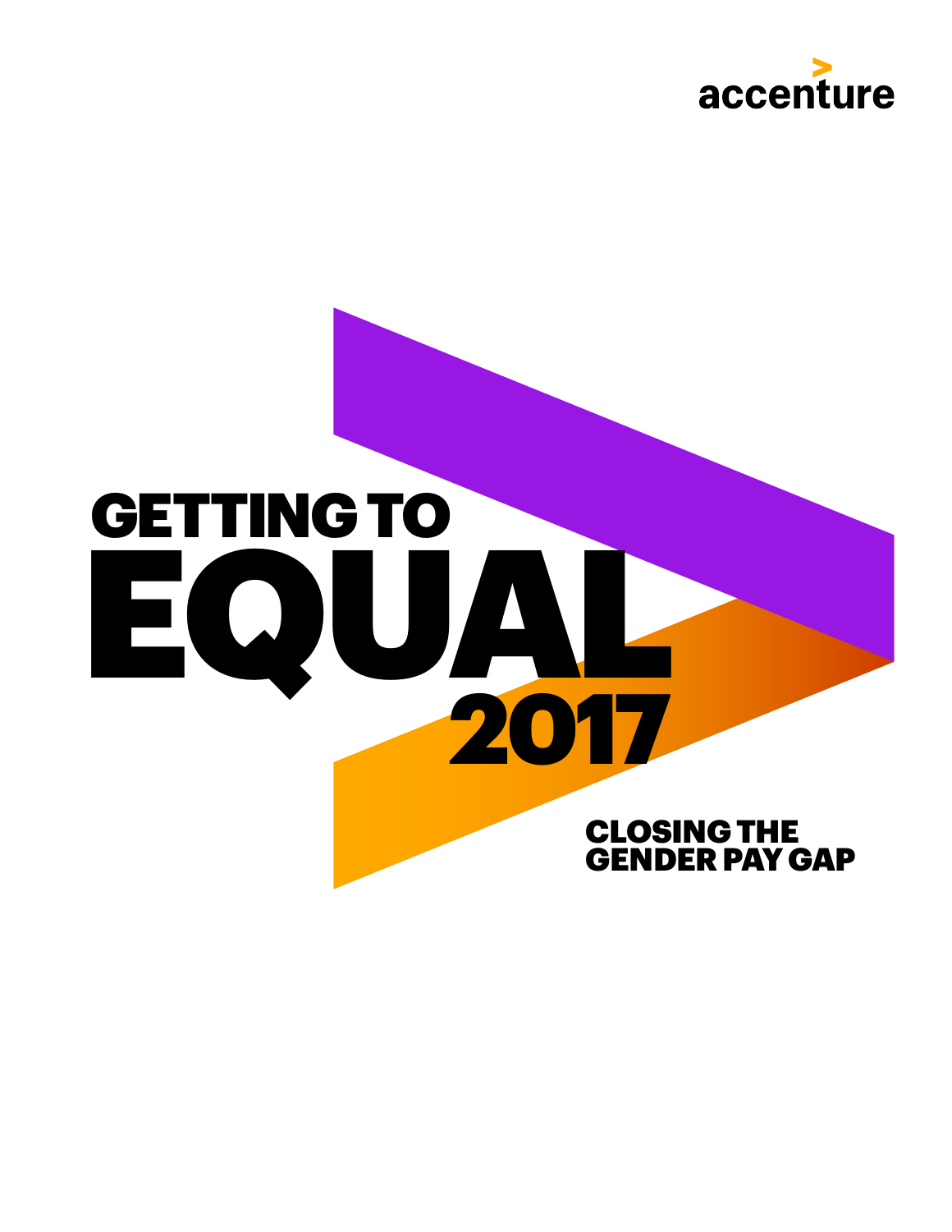accenture

# GETTING TO EQUAL 2017

## CLOSING THE GENDER PAY GAP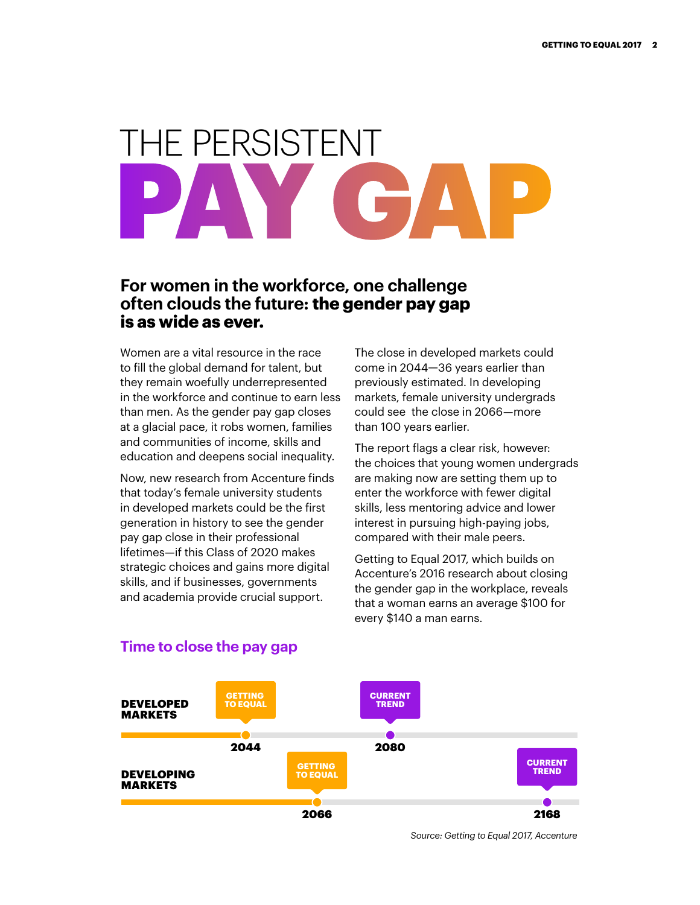# THE PERSISTENT PAY GAP

## For women in the workforce, one challenge often clouds the future: **the gender pay gap is as wide as ever.**

Women are a vital resource in the race to fill the global demand for talent, but they remain woefully underrepresented in the workforce and continue to earn less than men. As the gender pay gap closes at a glacial pace, it robs women, families and communities of income, skills and education and deepens social inequality.

Now, new research from Accenture finds that today's female university students in developed markets could be the first generation in history to see the gender pay gap close in their professional lifetimes—if this Class of 2020 makes strategic choices and gains more digital skills, and if businesses, governments and academia provide crucial support.

The close in developed markets could come in 2044—36 years earlier than previously estimated. In developing markets, female university undergrads could see the close in 2066—more than 100 years earlier.

The report flags a clear risk, however: the choices that young women undergrads are making now are setting them up to enter the workforce with fewer digital skills, less mentoring advice and lower interest in pursuing high-paying jobs, compared with their male peers.

Getting to Equal 2017, which builds on Accenture's 2016 research about closing the gender gap in the workplace, reveals that a woman earns an average $100 for every $140 a man earns.

### Time to close the pay gap

| | Getting to Equal | Current Trend |
|---|---|---|
| **Developed Markets** | 2044 | 2080 |
| **Developing Markets** | 2066 | 2168 |

*Source: Getting to Equal 2017, Accenture*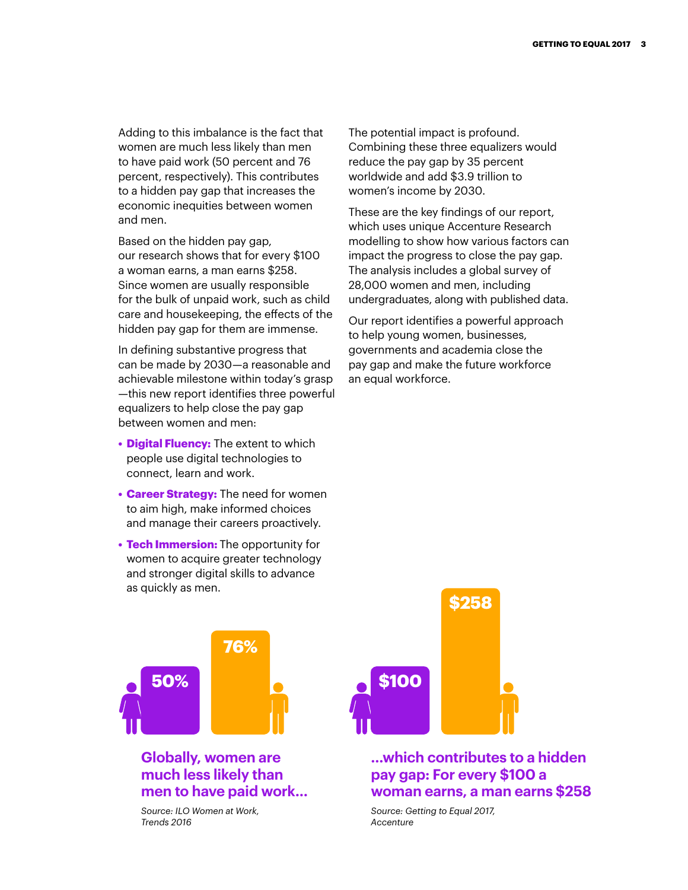Adding to this imbalance is the fact that women are much less likely than men to have paid work (50 percent and 76 percent, respectively). This contributes to a hidden pay gap that increases the economic inequities between women and men.

Based on the hidden pay gap, our research shows that for every $100 a woman earns, a man earns $258. Since women are usually responsible for the bulk of unpaid work, such as child care and housekeeping, the effects of the hidden pay gap for them are immense.

In defining substantive progress that can be made by 2030—a reasonable and achievable milestone within today's grasp—this new report identifies three powerful equalizers to help close the pay gap between women and men:

- **Digital Fluency:** The extent to which people use digital technologies to connect, learn and work.
- **Career Strategy:** The need for women to aim high, make informed choices and manage their careers proactively.
- **Tech Immersion:** The opportunity for women to acquire greater technology and stronger digital skills to advance as quickly as men.

The potential impact is profound. Combining these three equalizers would reduce the pay gap by 35 percent worldwide and add $3.9 trillion to women's income by 2030.

These are the key findings of our report, which uses unique Accenture Research modelling to show how various factors can impact the progress to close the pay gap. The analysis includes a global survey of 28,000 women and men, including undergraduates, along with published data.

Our report identifies a powerful approach to help young women, businesses, governments and academia close the pay gap and make the future workforce an equal workforce.

50% | 76%

**Globally, women are much less likely than men to have paid work...**

*Source: ILO Women at Work, Trends 2016*

$100 | $258

**...which contributes to a hidden pay gap: For every $100 a woman earns, a man earns $258**

*Source: Getting to Equal 2017, Accenture*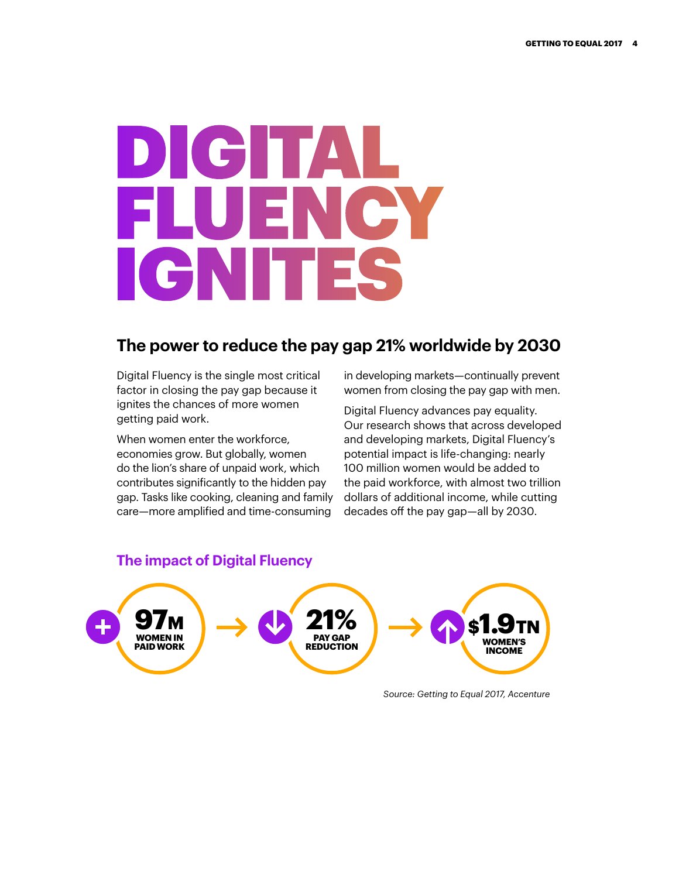# DIGITAL FLUENCY IGNITES

## The power to reduce the pay gap 21% worldwide by 2030

Digital Fluency is the single most critical factor in closing the pay gap because it ignites the chances of more women getting paid work.

When women enter the workforce, economies grow. But globally, women do the lion's share of unpaid work, which contributes significantly to the hidden pay gap. Tasks like cooking, cleaning and family care—more amplified and time-consuming in developing markets—continually prevent women from closing the pay gap with men.

Digital Fluency advances pay equality. Our research shows that across developed and developing markets, Digital Fluency's potential impact is life-changing: nearly 100 million women would be added to the paid workforce, with almost two trillion dollars of additional income, while cutting decades off the pay gap—all by 2030.

### The impact of Digital Fluency

+ **97M** WOMEN IN PAID WORK → ↓ **21%** PAY GAP REDUCTION → ↑ **$1.9TN** WOMEN'S INCOME

*Source: Getting to Equal 2017, Accenture*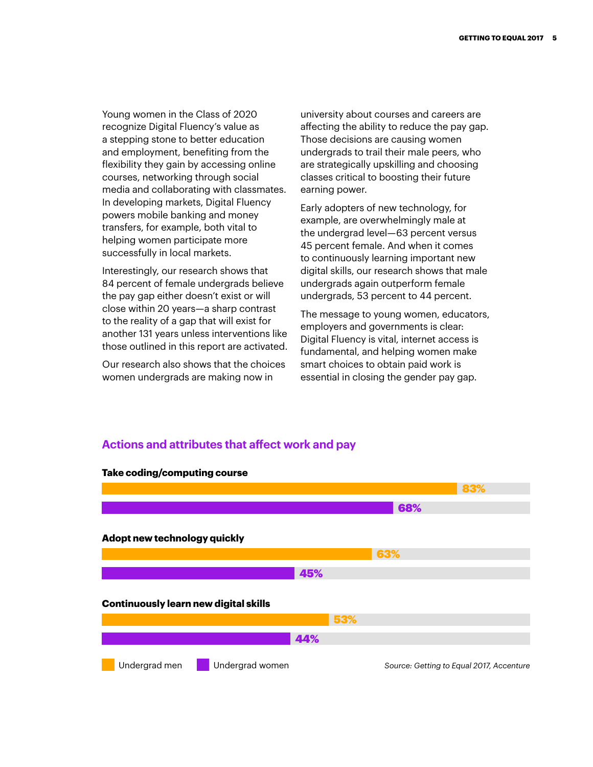Young women in the Class of 2020 recognize Digital Fluency's value as a stepping stone to better education and employment, benefiting from the flexibility they gain by accessing online courses, networking through social media and collaborating with classmates. In developing markets, Digital Fluency powers mobile banking and money transfers, for example, both vital to helping women participate more successfully in local markets.

Interestingly, our research shows that 84 percent of female undergrads believe the pay gap either doesn't exist or will close within 20 years—a sharp contrast to the reality of a gap that will exist for another 131 years unless interventions like those outlined in this report are activated.

Our research also shows that the choices women undergrads are making now in university about courses and careers are affecting the ability to reduce the pay gap. Those decisions are causing women undergrads to trail their male peers, who are strategically upskilling and choosing classes critical to boosting their future earning power.

Early adopters of new technology, for example, are overwhelmingly male at the undergrad level—63 percent versus 45 percent female. And when it comes to continuously learning important new digital skills, our research shows that male undergrads again outperform female undergrads, 53 percent to 44 percent.

The message to young women, educators, employers and governments is clear: Digital Fluency is vital, internet access is fundamental, and helping women make smart choices to obtain paid work is essential in closing the gender pay gap.

## Actions and attributes that affect work and pay

| | Undergrad men | Undergrad women |
|---|---|---|
| **Take coding/computing course** | 83% | 68% |
| **Adopt new technology quickly** | 63% | 45% |
| **Continuously learn new digital skills** | 53% | 44% |

*Source: Getting to Equal 2017, Accenture*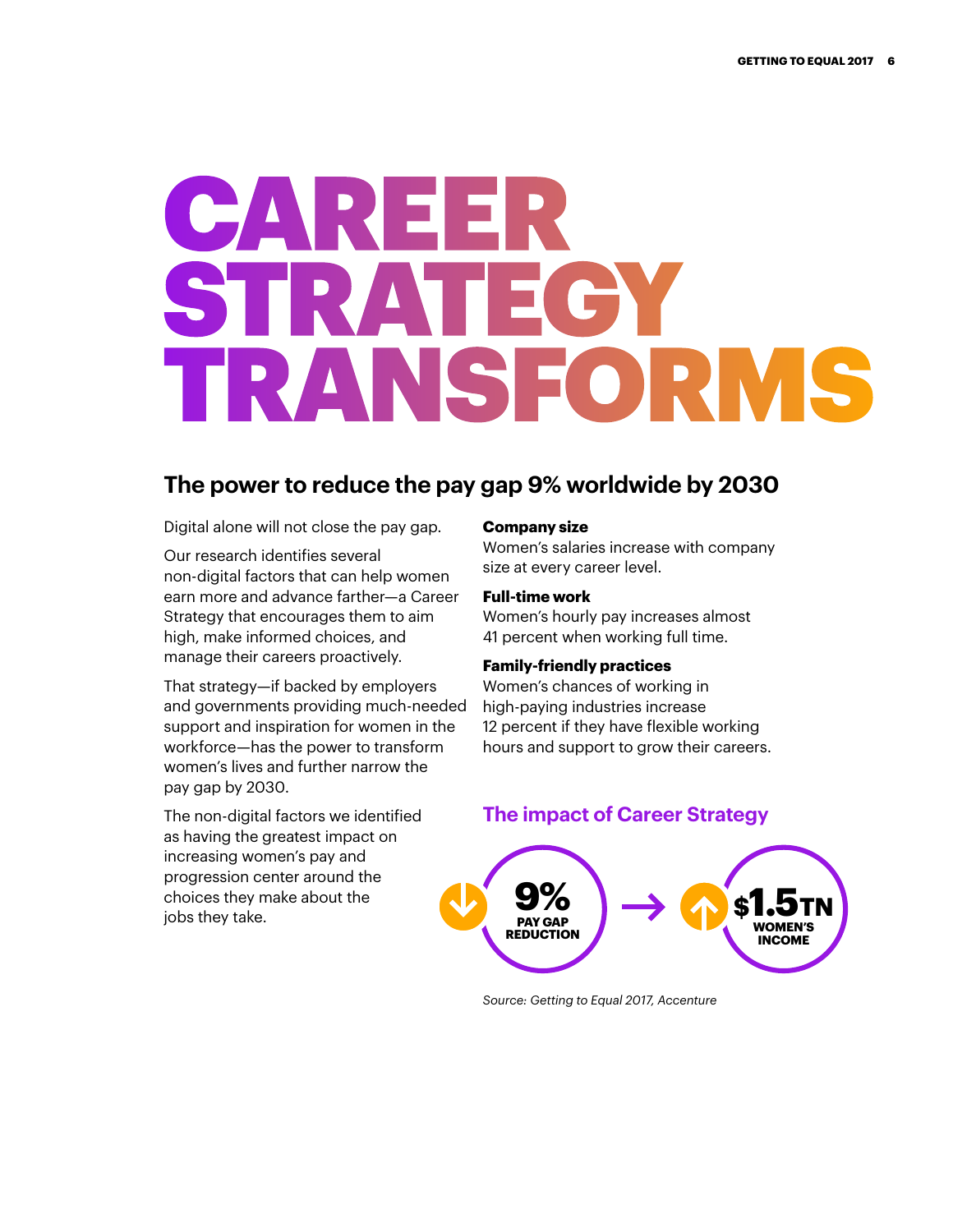# CAREER STRATEGY TRANSFORMS

## The power to reduce the pay gap 9% worldwide by 2030

Digital alone will not close the pay gap.

Our research identifies several non-digital factors that can help women earn more and advance farther—a Career Strategy that encourages them to aim high, make informed choices, and manage their careers proactively.

That strategy—if backed by employers and governments providing much-needed support and inspiration for women in the workforce—has the power to transform women's lives and further narrow the pay gap by 2030.

The non-digital factors we identified as having the greatest impact on increasing women's pay and progression center around the choices they make about the jobs they take.

**Company size**
Women's salaries increase with company size at every career level.

**Full-time work**
Women's hourly pay increases almost 41 percent when working full time.

**Family-friendly practices**
Women's chances of working in high-paying industries increase 12 percent if they have flexible working hours and support to grow their careers.

### The impact of Career Strategy

**9%** PAY GAP REDUCTION → **$1.5TN** WOMEN'S INCOME

*Source: Getting to Equal 2017, Accenture*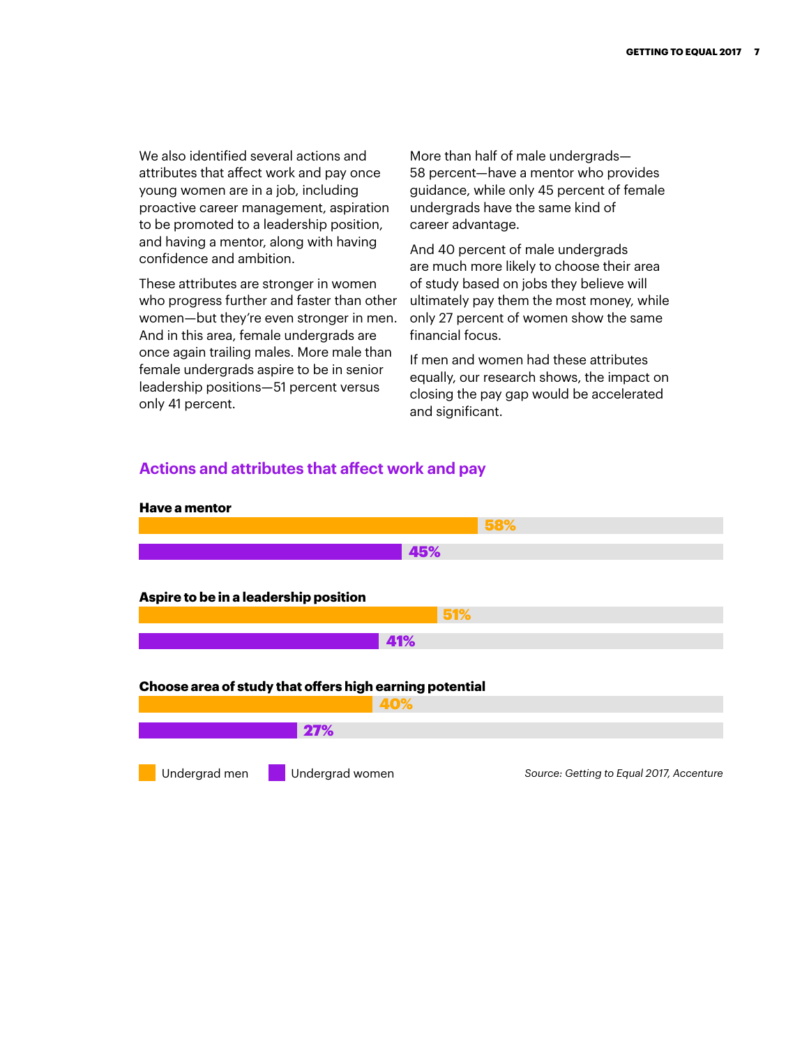We also identified several actions and attributes that affect work and pay once young women are in a job, including proactive career management, aspiration to be promoted to a leadership position, and having a mentor, along with having confidence and ambition.

These attributes are stronger in women who progress further and faster than other women—but they're even stronger in men. And in this area, female undergrads are once again trailing males. More male than female undergrads aspire to be in senior leadership positions—51 percent versus only 41 percent.

More than half of male undergrads—58 percent—have a mentor who provides guidance, while only 45 percent of female undergrads have the same kind of career advantage.

And 40 percent of male undergrads are much more likely to choose their area of study based on jobs they believe will ultimately pay them the most money, while only 27 percent of women show the same financial focus.

If men and women had these attributes equally, our research shows, the impact on closing the pay gap would be accelerated and significant.

## Actions and attributes that affect work and pay

| | Undergrad men | Undergrad women |
|---|---|---|
| Have a mentor | 58% | 45% |
| Aspire to be in a leadership position | 51% | 41% |
| Choose area of study that offers high earning potential | 40% | 27% |

*Source: Getting to Equal 2017, Accenture*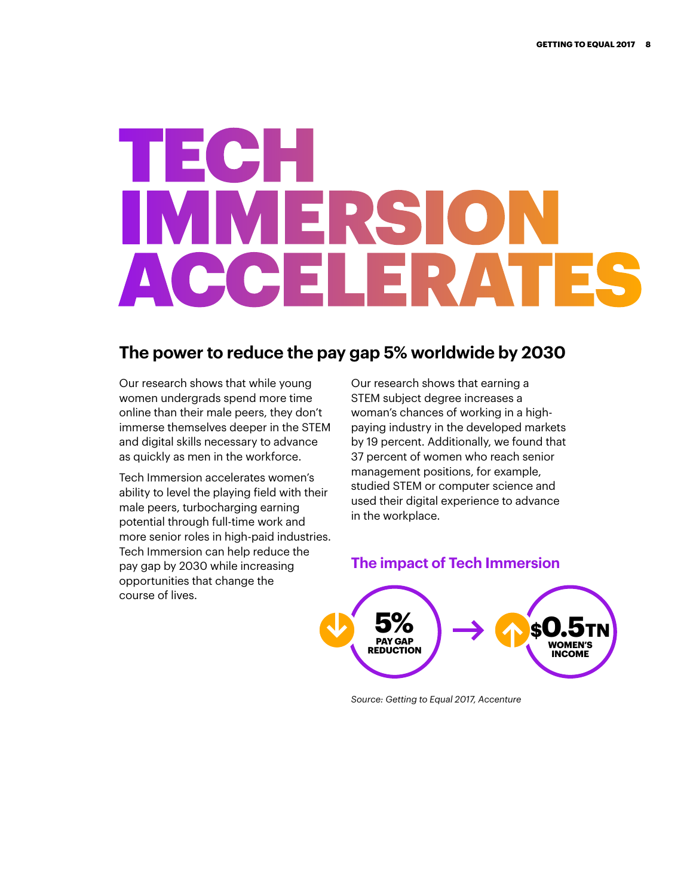# TECH IMMERSION ACCELERATES

## The power to reduce the pay gap 5% worldwide by 2030

Our research shows that while young women undergrads spend more time online than their male peers, they don't immerse themselves deeper in the STEM and digital skills necessary to advance as quickly as men in the workforce.

Tech Immersion accelerates women's ability to level the playing field with their male peers, turbocharging earning potential through full-time work and more senior roles in high-paid industries. Tech Immersion can help reduce the pay gap by 2030 while increasing opportunities that change the course of lives.

Our research shows that earning a STEM subject degree increases a woman's chances of working in a high-paying industry in the developed markets by 19 percent. Additionally, we found that 37 percent of women who reach senior management positions, for example, studied STEM or computer science and used their digital experience to advance in the workplace.

### The impact of Tech Immersion

**5%** PAY GAP REDUCTION → **$0.5TN** WOMEN'S INCOME

*Source: Getting to Equal 2017, Accenture*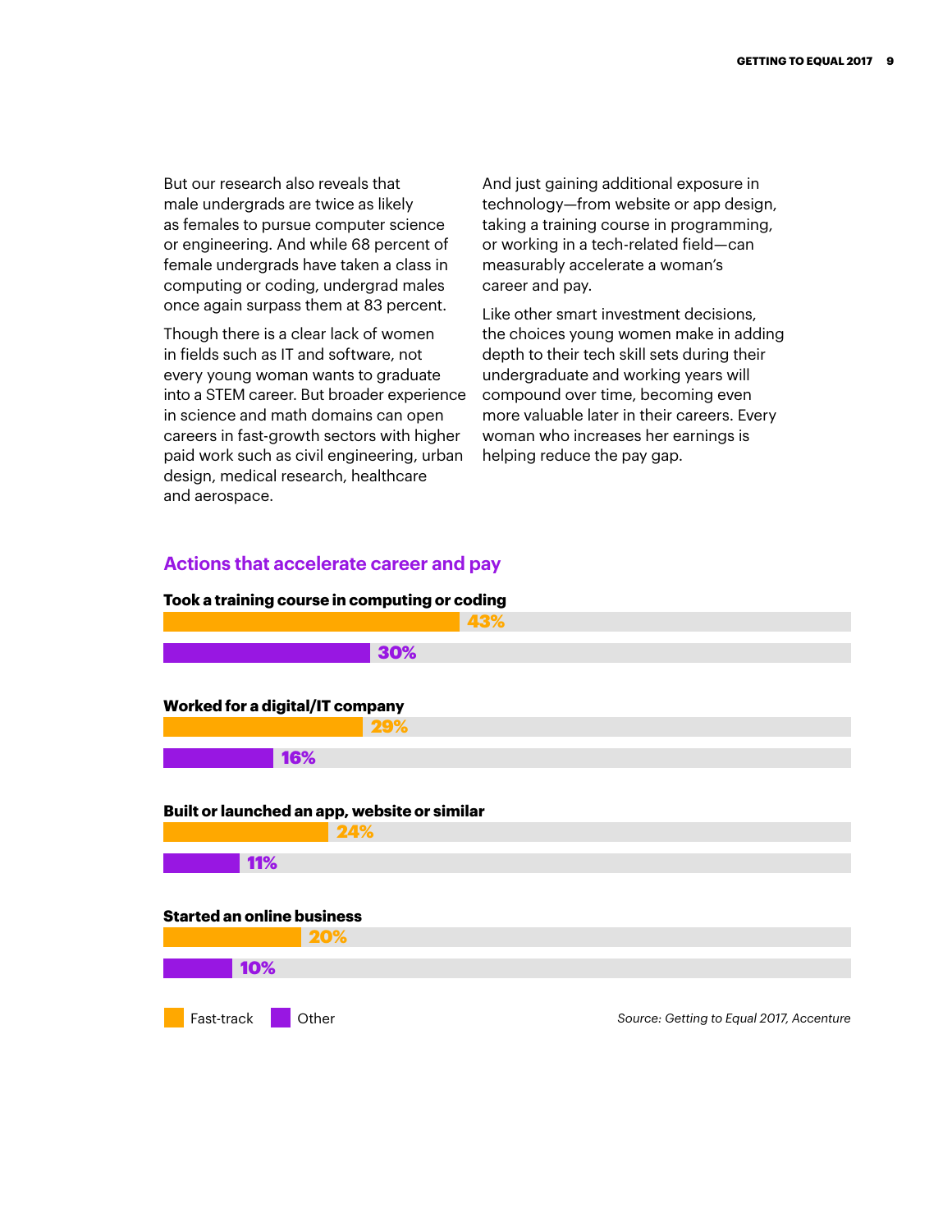But our research also reveals that male undergrads are twice as likely as females to pursue computer science or engineering. And while 68 percent of female undergrads have taken a class in computing or coding, undergrad males once again surpass them at 83 percent.

Though there is a clear lack of women in fields such as IT and software, not every young woman wants to graduate into a STEM career. But broader experience in science and math domains can open careers in fast-growth sectors with higher paid work such as civil engineering, urban design, medical research, healthcare and aerospace.

And just gaining additional exposure in technology—from website or app design, taking a training course in programming, or working in a tech-related field—can measurably accelerate a woman's career and pay.

Like other smart investment decisions, the choices young women make in adding depth to their tech skill sets during their undergraduate and working years will compound over time, becoming even more valuable later in their careers. Every woman who increases her earnings is helping reduce the pay gap.

## Actions that accelerate career and pay

| Action | Fast-track | Other |
|---|---|---|
| Took a training course in computing or coding | 43% | 30% |
| Worked for a digital/IT company | 29% | 16% |
| Built or launched an app, website or similar | 24% | 11% |
| Started an online business | 20% | 10% |

*Source: Getting to Equal 2017, Accenture*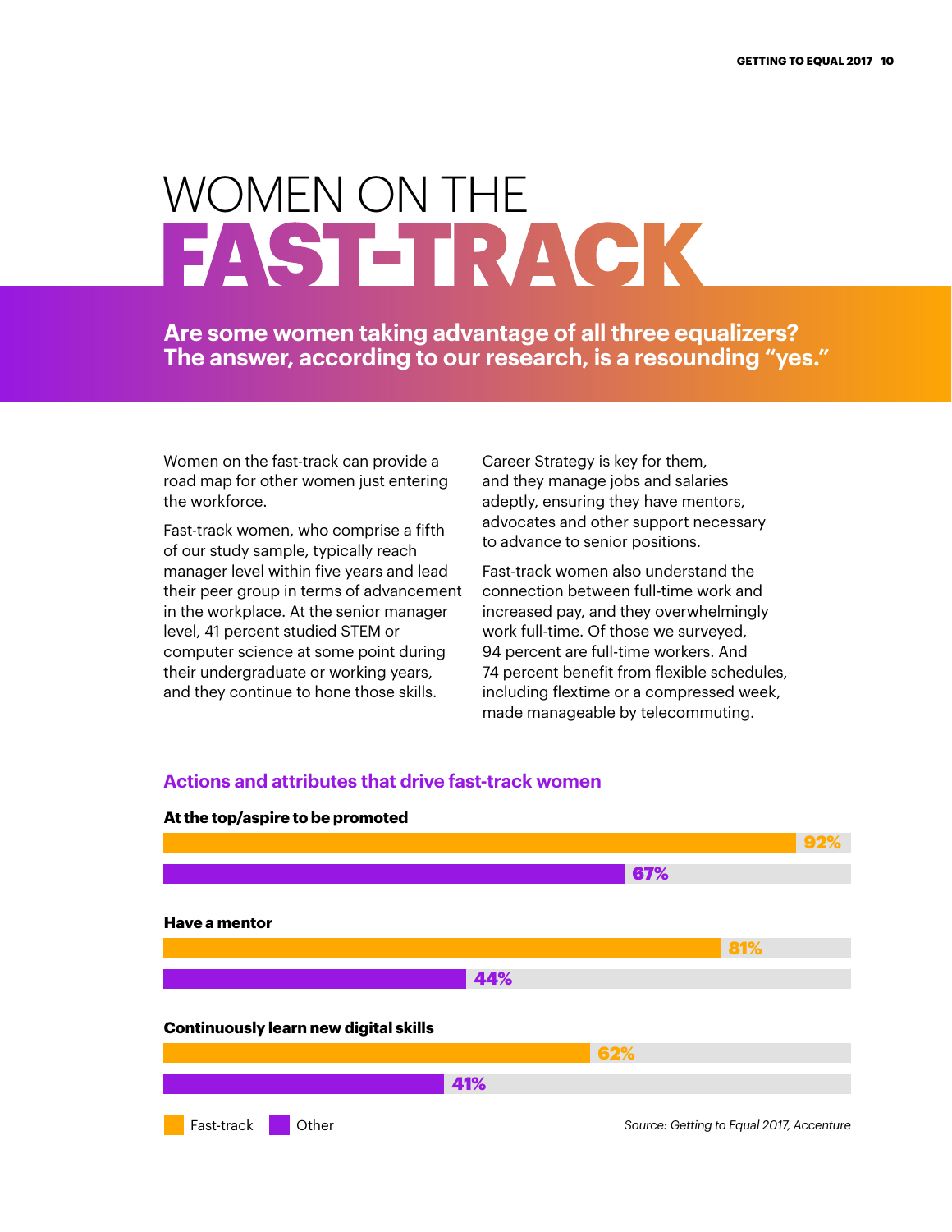# WOMEN ON THE FAST-TRACK

**Are some women taking advantage of all three equalizers? The answer, according to our research, is a resounding "yes."**

Women on the fast-track can provide a road map for other women just entering the workforce.

Fast-track women, who comprise a fifth of our study sample, typically reach manager level within five years and lead their peer group in terms of advancement in the workplace. At the senior manager level, 41 percent studied STEM or computer science at some point during their undergraduate or working years, and they continue to hone those skills.

Career Strategy is key for them, and they manage jobs and salaries adeptly, ensuring they have mentors, advocates and other support necessary to advance to senior positions.

Fast-track women also understand the connection between full-time work and increased pay, and they overwhelmingly work full-time. Of those we surveyed, 94 percent are full-time workers. And 74 percent benefit from flexible schedules, including flextime or a compressed week, made manageable by telecommuting.

## Actions and attributes that drive fast-track women

| | Fast-track | Other |
|---|---|---|
| At the top/aspire to be promoted | 92% | 67% |
| Have a mentor | 81% | 44% |
| Continuously learn new digital skills | 62% | 41% |

*Source: Getting to Equal 2017, Accenture*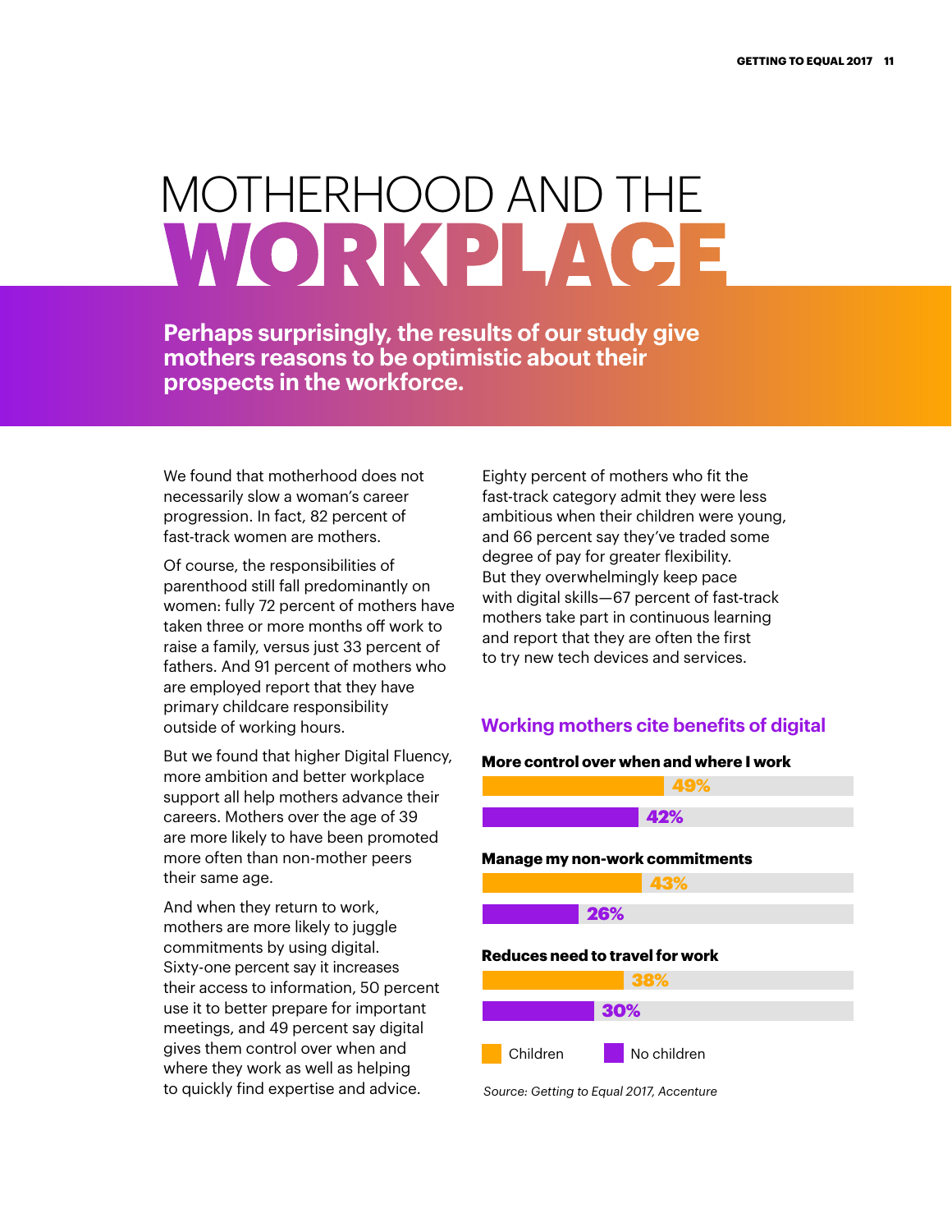# MOTHERHOOD AND THE WORKPLACE

**Perhaps surprisingly, the results of our study give mothers reasons to be optimistic about their prospects in the workforce.**

We found that motherhood does not necessarily slow a woman's career progression. In fact, 82 percent of fast-track women are mothers.

Of course, the responsibilities of parenthood still fall predominantly on women: fully 72 percent of mothers have taken three or more months off work to raise a family, versus just 33 percent of fathers. And 91 percent of mothers who are employed report that they have primary childcare responsibility outside of working hours.

But we found that higher Digital Fluency, more ambition and better workplace support all help mothers advance their careers. Mothers over the age of 39 are more likely to have been promoted more often than non-mother peers their same age.

And when they return to work, mothers are more likely to juggle commitments by using digital. Sixty-one percent say it increases their access to information, 50 percent use it to better prepare for important meetings, and 49 percent say digital gives them control over when and where they work as well as helping to quickly find expertise and advice.

Eighty percent of mothers who fit the fast-track category admit they were less ambitious when their children were young, and 66 percent say they've traded some degree of pay for greater flexibility. But they overwhelmingly keep pace with digital skills—67 percent of fast-track mothers take part in continuous learning and report that they are often the first to try new tech devices and services.

## Working mothers cite benefits of digital

| | Children | No children |
| --- | --- | --- |
| **More control over when and where I work** | 49% | 42% |
| **Manage my non-work commitments** | 43% | 26% |
| **Reduces need to travel for work** | 38% | 30% |

*Source: Getting to Equal 2017, Accenture*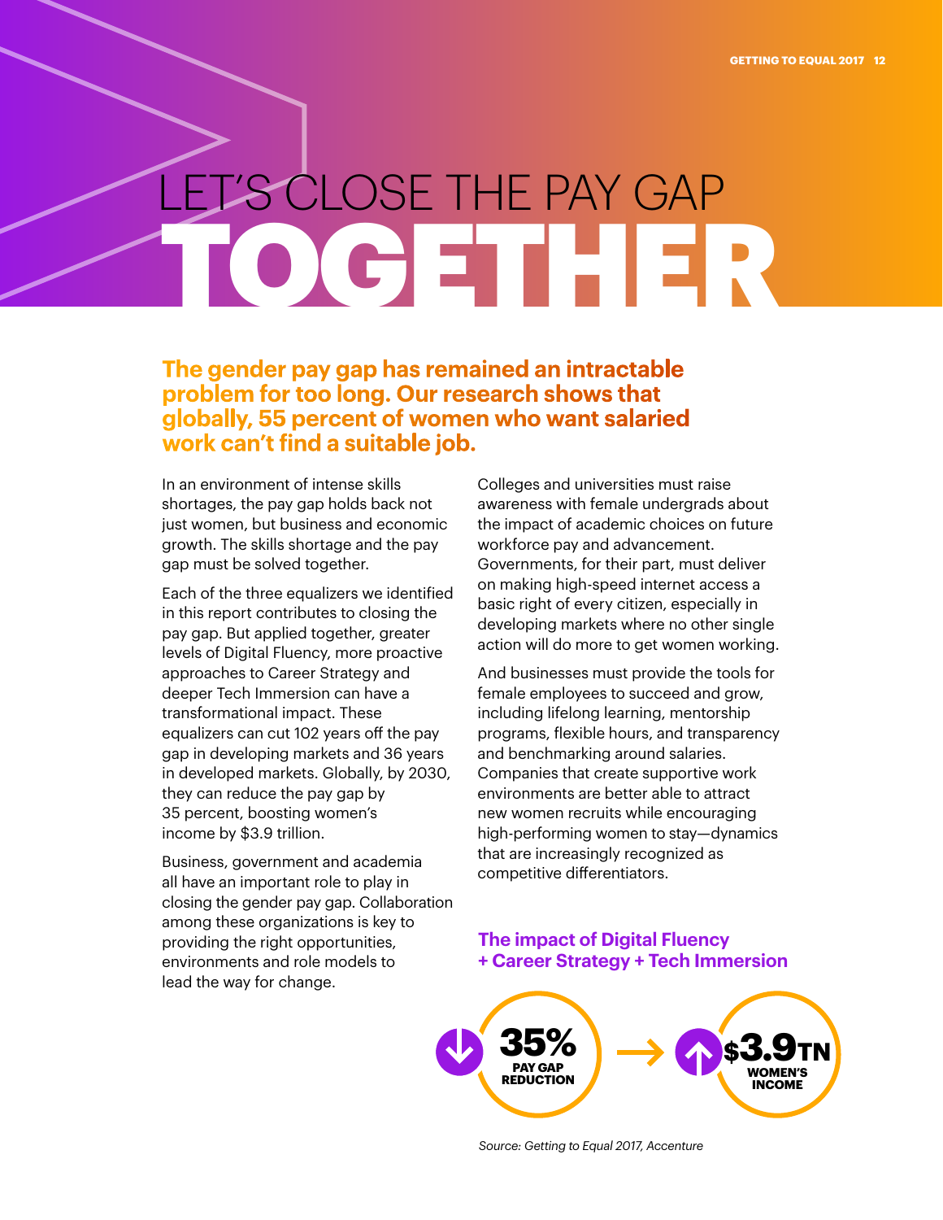# LET'S CLOSE THE PAY GAP TOGETHER

**The gender pay gap has remained an intractable problem for too long. Our research shows that globally, 55 percent of women who want salaried work can't find a suitable job.**

In an environment of intense skills shortages, the pay gap holds back not just women, but business and economic growth. The skills shortage and the pay gap must be solved together.

Each of the three equalizers we identified in this report contributes to closing the pay gap. But applied together, greater levels of Digital Fluency, more proactive approaches to Career Strategy and deeper Tech Immersion can have a transformational impact. These equalizers can cut 102 years off the pay gap in developing markets and 36 years in developed markets. Globally, by 2030, they can reduce the pay gap by 35 percent, boosting women's income by $3.9 trillion.

Business, government and academia all have an important role to play in closing the gender pay gap. Collaboration among these organizations is key to providing the right opportunities, environments and role models to lead the way for change.

Colleges and universities must raise awareness with female undergrads about the impact of academic choices on future workforce pay and advancement. Governments, for their part, must deliver on making high-speed internet access a basic right of every citizen, especially in developing markets where no other single action will do more to get women working.

And businesses must provide the tools for female employees to succeed and grow, including lifelong learning, mentorship programs, flexible hours, and transparency and benchmarking around salaries. Companies that create supportive work environments are better able to attract new women recruits while encouraging high-performing women to stay—dynamics that are increasingly recognized as competitive differentiators.

### The impact of Digital Fluency + Career Strategy + Tech Immersion

**35%** PAY GAP REDUCTION → **$3.9TN** WOMEN'S INCOME

*Source: Getting to Equal 2017, Accenture*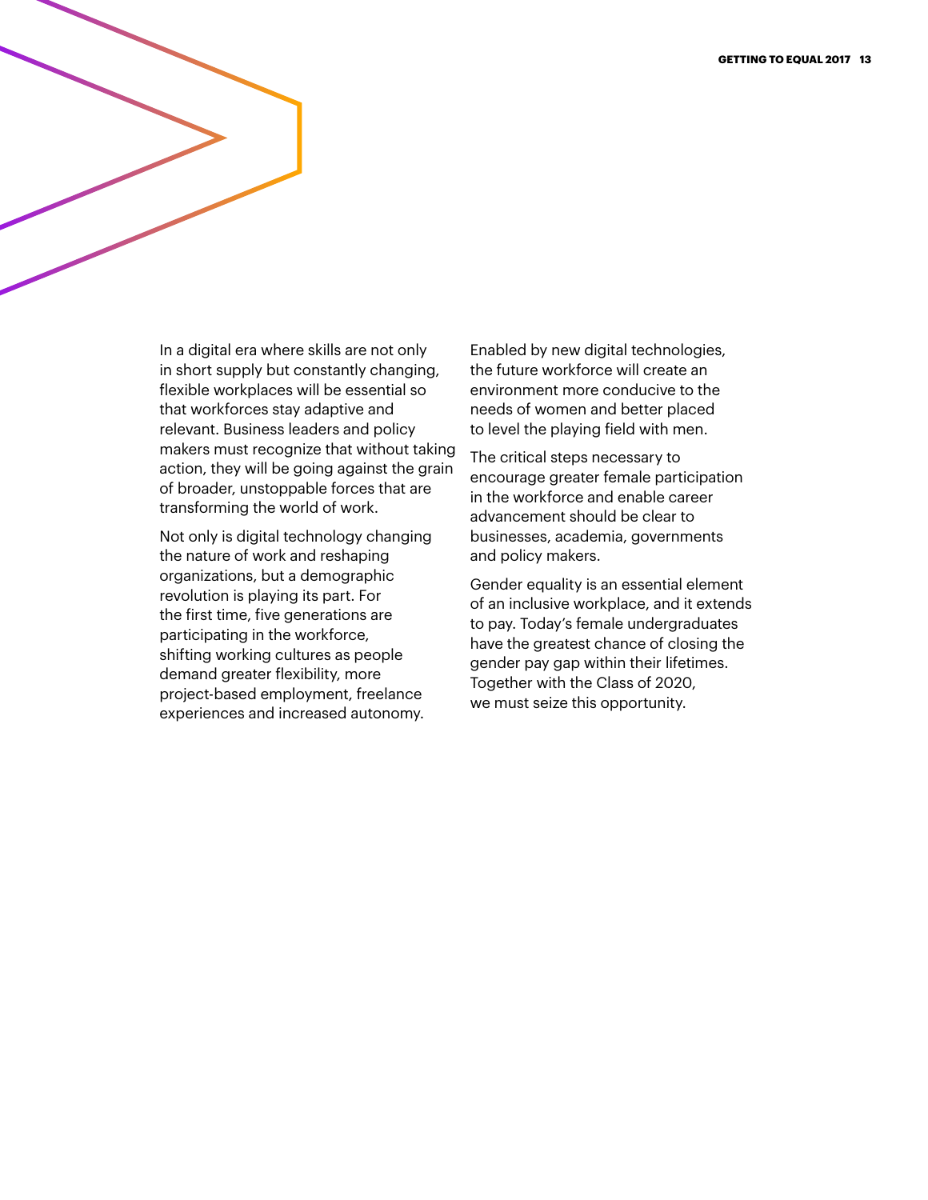In a digital era where skills are not only in short supply but constantly changing, flexible workplaces will be essential so that workforces stay adaptive and relevant. Business leaders and policy makers must recognize that without taking action, they will be going against the grain of broader, unstoppable forces that are transforming the world of work.

Not only is digital technology changing the nature of work and reshaping organizations, but a demographic revolution is playing its part. For the first time, five generations are participating in the workforce, shifting working cultures as people demand greater flexibility, more project-based employment, freelance experiences and increased autonomy.

Enabled by new digital technologies, the future workforce will create an environment more conducive to the needs of women and better placed to level the playing field with men.

The critical steps necessary to encourage greater female participation in the workforce and enable career advancement should be clear to businesses, academia, governments and policy makers.

Gender equality is an essential element of an inclusive workplace, and it extends to pay. Today's female undergraduates have the greatest chance of closing the gender pay gap within their lifetimes. Together with the Class of 2020, we must seize this opportunity.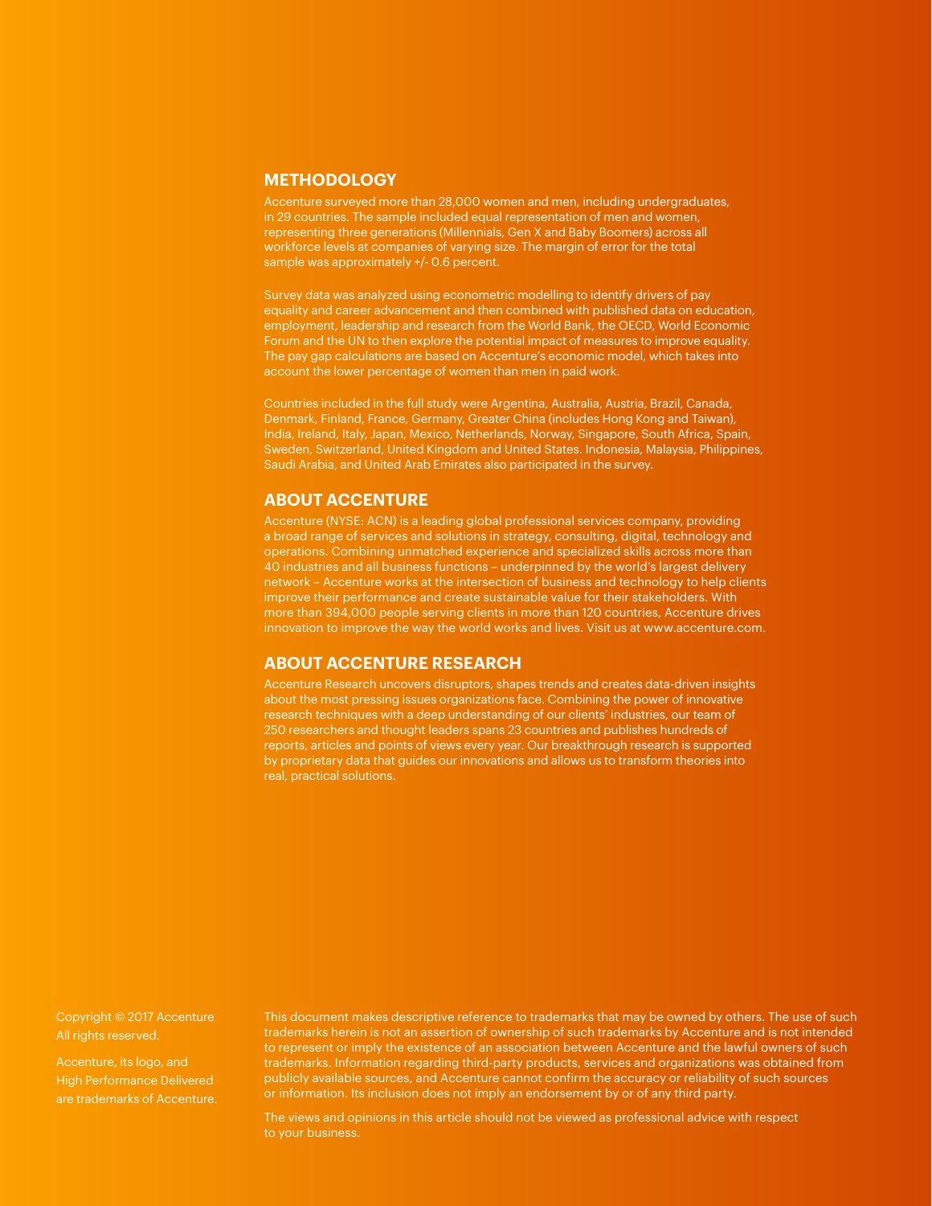## METHODOLOGY

Accenture surveyed more than 28,000 women and men, including undergraduates, in 29 countries. The sample included equal representation of men and women, representing three generations (Millennials, Gen X and Baby Boomers) across all workforce levels at companies of varying size. The margin of error for the total sample was approximately +/- 0.6 percent.

Survey data was analyzed using econometric modelling to identify drivers of pay equality and career advancement and then combined with published data on education, employment, leadership and research from the World Bank, the OECD, World Economic Forum and the UN to then explore the potential impact of measures to improve equality. The pay gap calculations are based on Accenture's economic model, which takes into account the lower percentage of women than men in paid work.

Countries included in the full study were Argentina, Australia, Austria, Brazil, Canada, Denmark, Finland, France, Germany, Greater China (includes Hong Kong and Taiwan), India, Ireland, Italy, Japan, Mexico, Netherlands, Norway, Singapore, South Africa, Spain, Sweden, Switzerland, United Kingdom and United States. Indonesia, Malaysia, Philippines, Saudi Arabia, and United Arab Emirates also participated in the survey.

## ABOUT ACCENTURE

Accenture (NYSE: ACN) is a leading global professional services company, providing a broad range of services and solutions in strategy, consulting, digital, technology and operations. Combining unmatched experience and specialized skills across more than 40 industries and all business functions – underpinned by the world's largest delivery network – Accenture works at the intersection of business and technology to help clients improve their performance and create sustainable value for their stakeholders. With more than 394,000 people serving clients in more than 120 countries, Accenture drives innovation to improve the way the world works and lives. Visit us at www.accenture.com.

## ABOUT ACCENTURE RESEARCH

Accenture Research uncovers disruptors, shapes trends and creates data-driven insights about the most pressing issues organizations face. Combining the power of innovative research techniques with a deep understanding of our clients' industries, our team of 250 researchers and thought leaders spans 23 countries and publishes hundreds of reports, articles and points of views every year. Our breakthrough research is supported by proprietary data that guides our innovations and allows us to transform theories into real, practical solutions.

Copyright © 2017 Accenture
All rights reserved.

Accenture, its logo, and High Performance Delivered are trademarks of Accenture.

This document makes descriptive reference to trademarks that may be owned by others. The use of such trademarks herein is not an assertion of ownership of such trademarks by Accenture and is not intended to represent or imply the existence of an association between Accenture and the lawful owners of such trademarks. Information regarding third-party products, services and organizations was obtained from publicly available sources, and Accenture cannot confirm the accuracy or reliability of such sources or information. Its inclusion does not imply an endorsement by or of any third party.

The views and opinions in this article should not be viewed as professional advice with respect to your business.